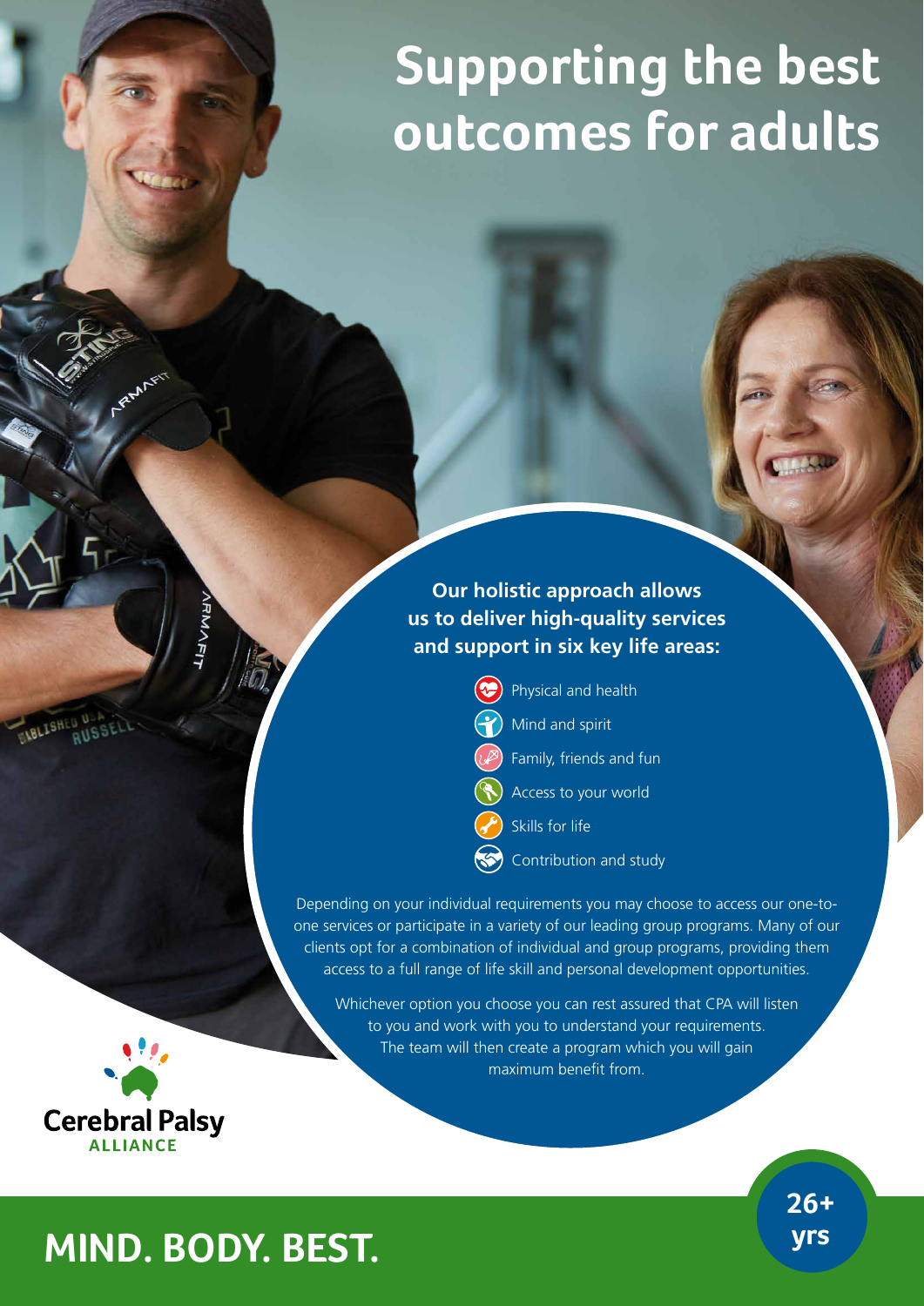# Supporting the best outcomes for adults

**Our holistic approach allows us to deliver high-quality services and support in six key life areas:**

- Physical and health
- Mind and spirit
- Family, friends and fun
- Access to your world
- Skills for life
- Contribution and study

Depending on your individual requirements you may choose to access our one-to-one services or participate in a variety of our leading group programs. Many of our clients opt for a combination of individual and group programs, providing them access to a full range of life skill and personal development opportunities.

Whichever option you choose you can rest assured that CPA will listen to you and work with you to understand your requirements. The team will then create a program which you will gain maximum benefit from.

Cerebral Palsy ALLIANCE

**MIND. BODY. BEST.**

**26+ yrs**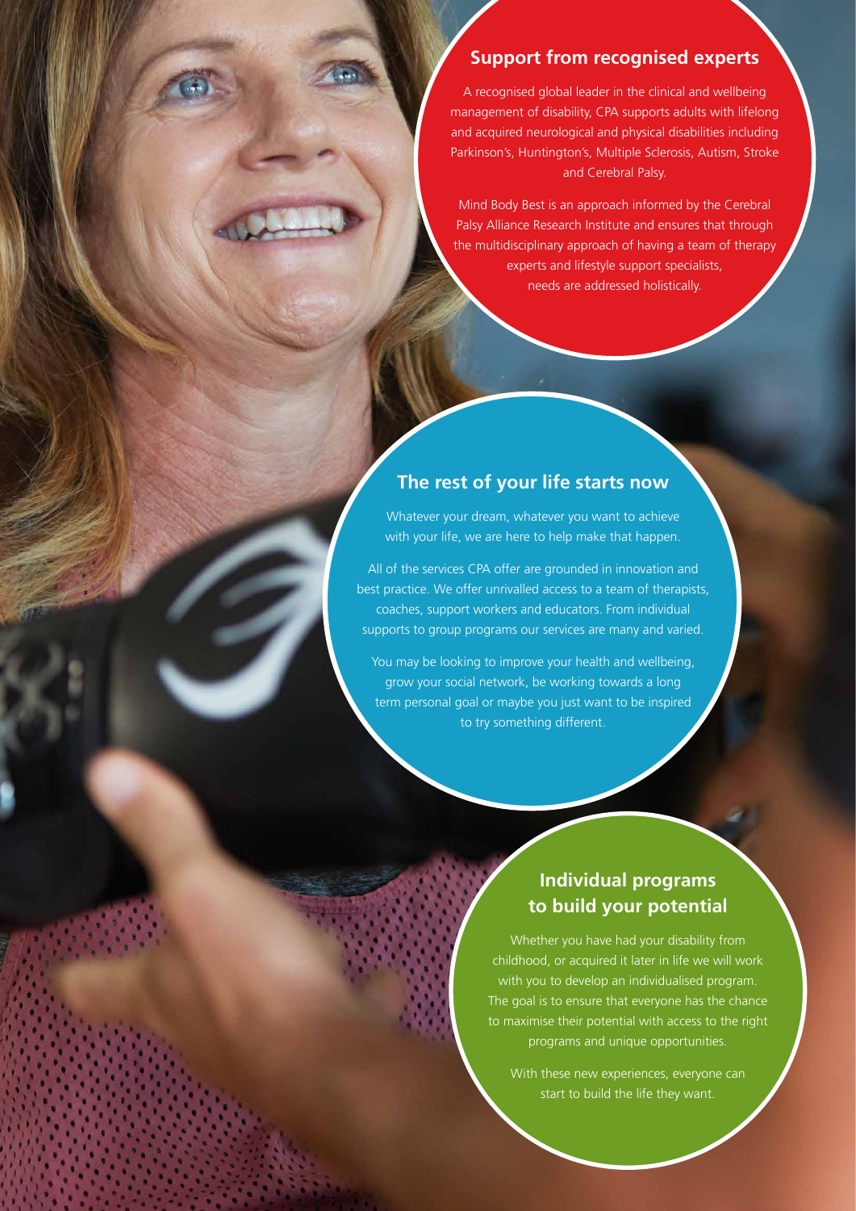## Support from recognised experts

A recognised global leader in the clinical and wellbeing management of disability, CPA supports adults with lifelong and acquired neurological and physical disabilities including Parkinson's, Huntington's, Multiple Sclerosis, Autism, Stroke and Cerebral Palsy.

Mind Body Best is an approach informed by the Cerebral Palsy Alliance Research Institute and ensures that through the multidisciplinary approach of having a team of therapy experts and lifestyle support specialists, needs are addressed holistically.

## The rest of your life starts now

Whatever your dream, whatever you want to achieve with your life, we are here to help make that happen.

All of the services CPA offer are grounded in innovation and best practice. We offer unrivalled access to a team of therapists, coaches, support workers and educators. From individual supports to group programs our services are many and varied.

You may be looking to improve your health and wellbeing, grow your social network, be working towards a long term personal goal or maybe you just want to be inspired to try something different.

## Individual programs to build your potential

Whether you have had your disability from childhood, or acquired it later in life we will work with you to develop an individualised program. The goal is to ensure that everyone has the chance to maximise their potential with access to the right programs and unique opportunities.

With these new experiences, everyone can start to build the life they want.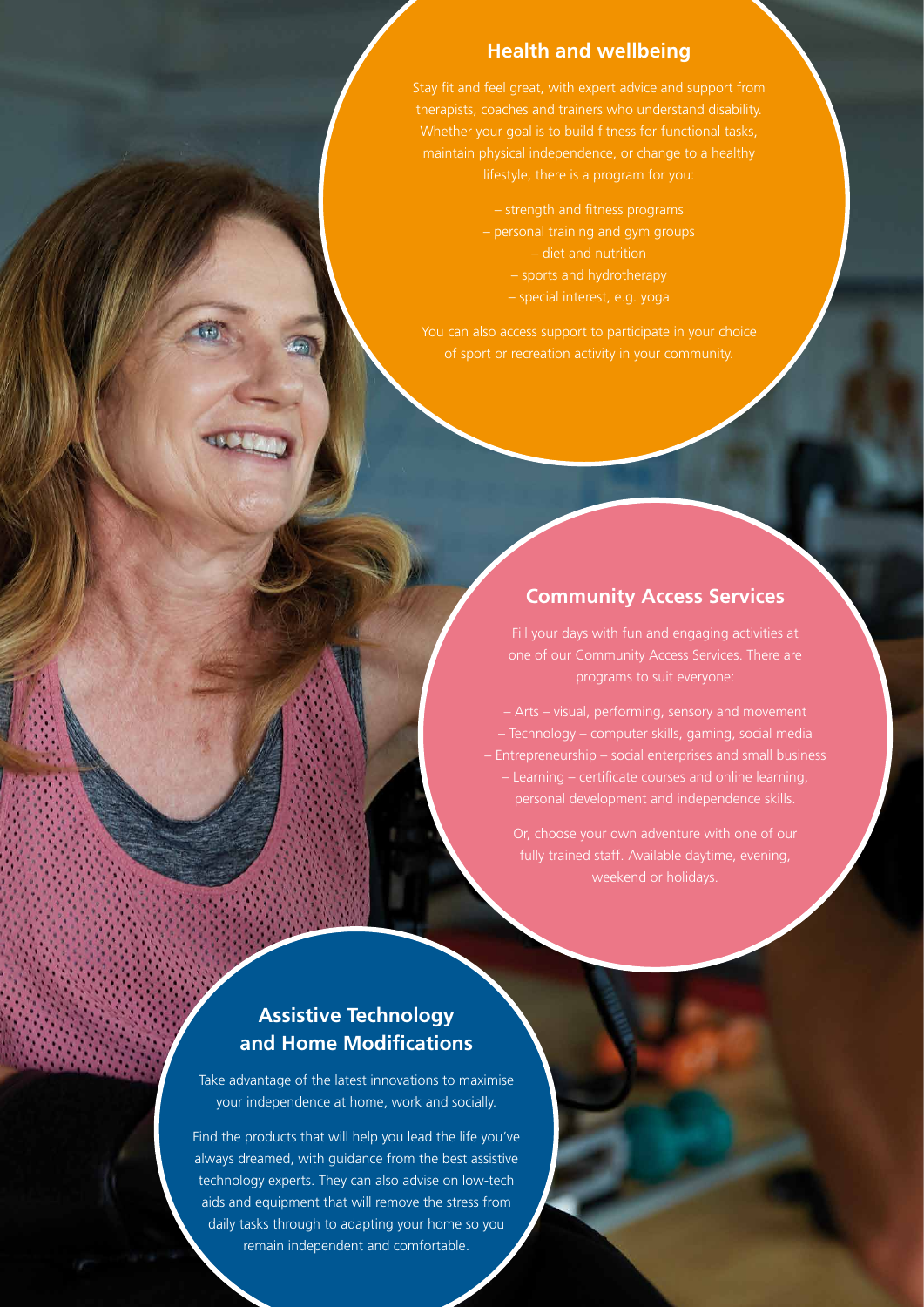## Health and wellbeing

Stay fit and feel great, with expert advice and support from therapists, coaches and trainers who understand disability. Whether your goal is to build fitness for functional tasks, maintain physical independence, or change to a healthy lifestyle, there is a program for you:

- strength and fitness programs
- personal training and gym groups
- diet and nutrition
- sports and hydrotherapy
- special interest, e.g. yoga

You can also access support to participate in your choice of sport or recreation activity in your community.

## Community Access Services

Fill your days with fun and engaging activities at one of our Community Access Services. There are programs to suit everyone:

- Arts – visual, performing, sensory and movement
- Technology – computer skills, gaming, social media
- Entrepreneurship – social enterprises and small business
- Learning – certificate courses and online learning, personal development and independence skills.

Or, choose your own adventure with one of our fully trained staff. Available daytime, evening, weekend or holidays.

## Assistive Technology and Home Modifications

Take advantage of the latest innovations to maximise your independence at home, work and socially.

Find the products that will help you lead the life you've always dreamed, with guidance from the best assistive technology experts. They can also advise on low-tech aids and equipment that will remove the stress from daily tasks through to adapting your home so you remain independent and comfortable.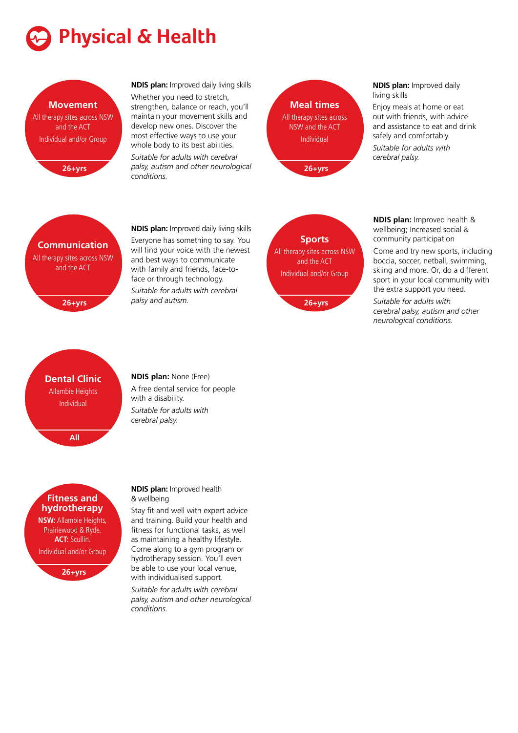# Physical & Health

## Movement

All therapy sites across NSW and the ACT

Individual and/or Group

26+yrs

**NDIS plan:** Improved daily living skills

Whether you need to stretch, strengthen, balance or reach, you'll maintain your movement skills and develop new ones. Discover the most effective ways to use your whole body to its best abilities.

*Suitable for adults with cerebral palsy, autism and other neurological conditions.*

## Meal times

All therapy sites across NSW and the ACT

Individual

26+yrs

**NDIS plan:** Improved daily living skills

Enjoy meals at home or eat out with friends, with advice and assistance to eat and drink safely and comfortably.

*Suitable for adults with cerebral palsy.*

## Communication

All therapy sites across NSW and the ACT

26+yrs

**NDIS plan:** Improved daily living skills

Everyone has something to say. You will find your voice with the newest and best ways to communicate with family and friends, face-to-face or through technology.

*Suitable for adults with cerebral palsy and autism.*

## Sports

All therapy sites across NSW and the ACT

Individual and/or Group

26+yrs

**NDIS plan:** Improved health & wellbeing; Increased social & community participation

Come and try new sports, including boccia, soccer, netball, swimming, skiing and more. Or, do a different sport in your local community with the extra support you need.

*Suitable for adults with cerebral palsy, autism and other neurological conditions.*

## Dental Clinic

Allambie Heights

Individual

All

**NDIS plan:** None (Free)

A free dental service for people with a disability.

*Suitable for adults with cerebral palsy.*

## Fitness and hydrotherapy

**NSW:** Allambie Heights, Prairiewood & Ryde.
**ACT:** Scullin.

Individual and/or Group

26+yrs

**NDIS plan:** Improved health & wellbeing

Stay fit and well with expert advice and training. Build your health and fitness for functional tasks, as well as maintaining a healthy lifestyle. Come along to a gym program or hydrotherapy session. You'll even be able to use your local venue, with individualised support.

*Suitable for adults with cerebral palsy, autism and other neurological conditions.*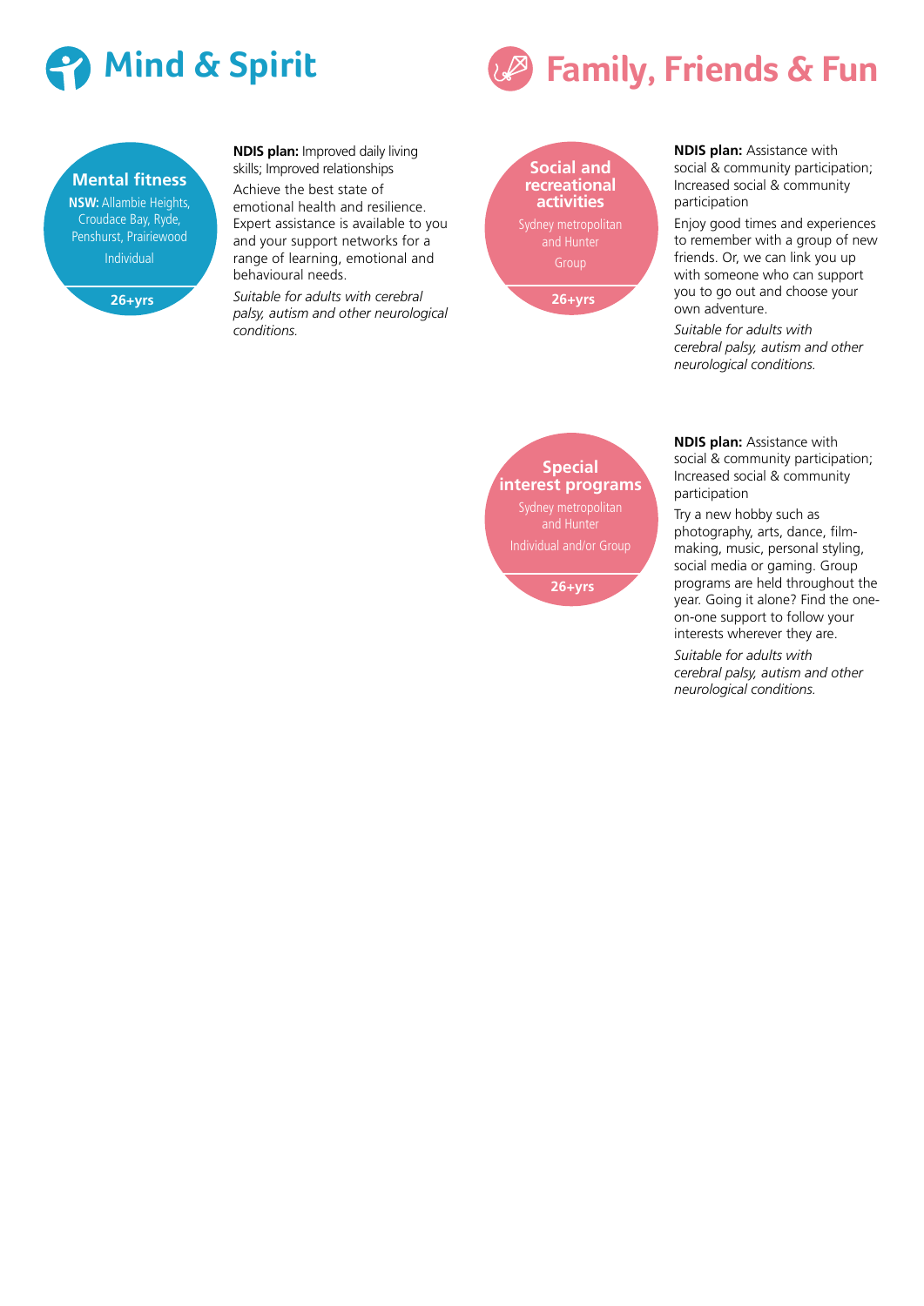# Mind & Spirit

### Mental fitness

**NSW:** Allambie Heights, Croudace Bay, Ryde, Penshurst, Prairiewood

Individual

**26+yrs**

**NDIS plan:** Improved daily living skills; Improved relationships

Achieve the best state of emotional health and resilience. Expert assistance is available to you and your support networks for a range of learning, emotional and behavioural needs.

*Suitable for adults with cerebral palsy, autism and other neurological conditions.*

# Family, Friends & Fun

### Social and recreational activities

Sydney metropolitan and Hunter

Group

**26+yrs**

**NDIS plan:** Assistance with social & community participation; Increased social & community participation

Enjoy good times and experiences to remember with a group of new friends. Or, we can link you up with someone who can support you to go out and choose your own adventure.

*Suitable for adults with cerebral palsy, autism and other neurological conditions.*

### Special interest programs

Sydney metropolitan and Hunter

Individual and/or Group

**26+yrs**

**NDIS plan:** Assistance with social & community participation; Increased social & community participation

Try a new hobby such as photography, arts, dance, film-making, music, personal styling, social media or gaming. Group programs are held throughout the year. Going it alone? Find the one-on-one support to follow your interests wherever they are.

*Suitable for adults with cerebral palsy, autism and other neurological conditions.*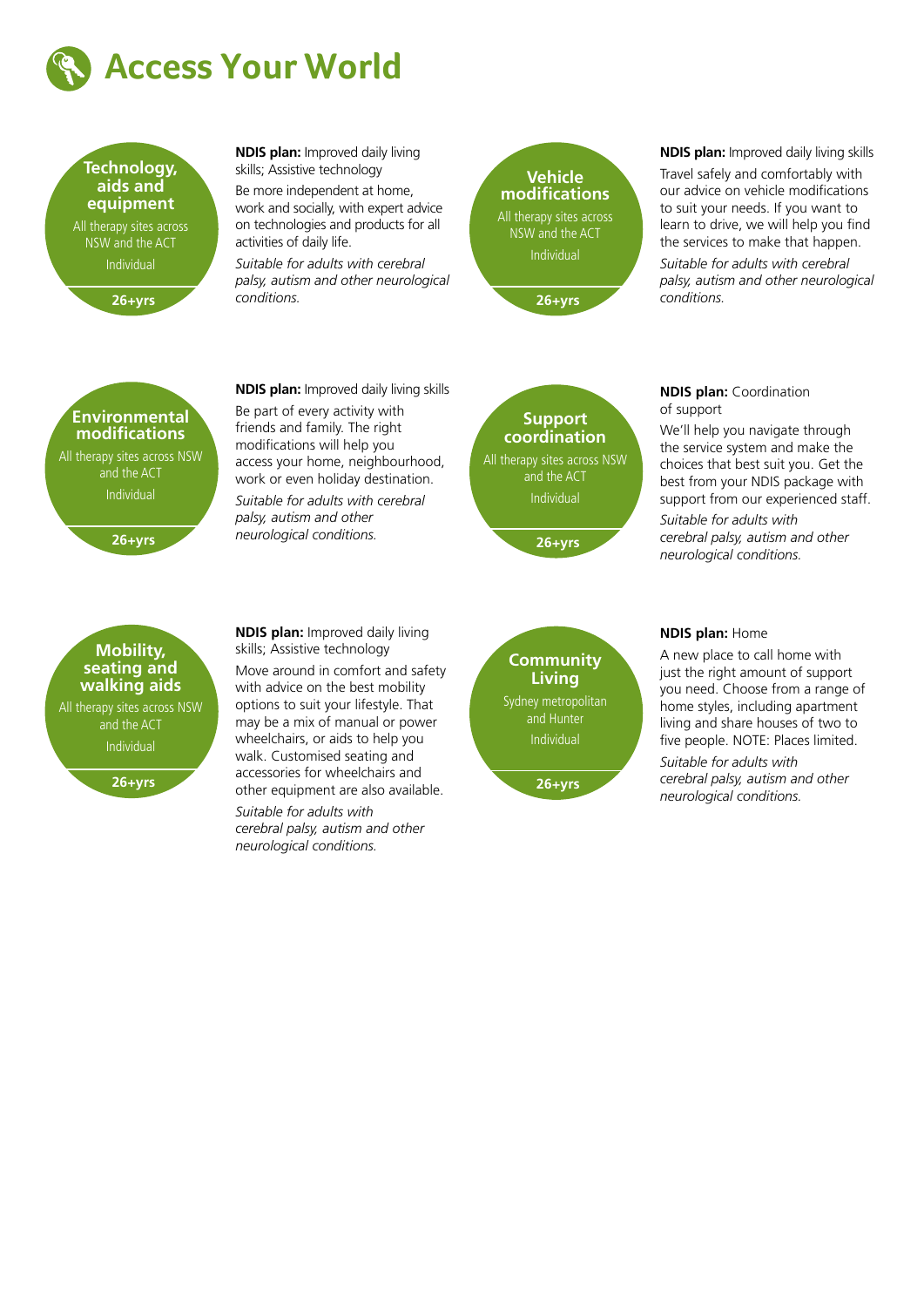# Access Your World

## Technology, aids and equipment

All therapy sites across NSW and the ACT

Individual

26+yrs

**NDIS plan:** Improved daily living skills; Assistive technology

Be more independent at home, work and socially, with expert advice on technologies and products for all activities of daily life.

*Suitable for adults with cerebral palsy, autism and other neurological conditions.*

## Vehicle modifications

All therapy sites across NSW and the ACT

Individual

26+yrs

**NDIS plan:** Improved daily living skills

Travel safely and comfortably with our advice on vehicle modifications to suit your needs. If you want to learn to drive, we will help you find the services to make that happen.

*Suitable for adults with cerebral palsy, autism and other neurological conditions.*

## Environmental modifications

All therapy sites across NSW and the ACT

Individual

26+yrs

**NDIS plan:** Improved daily living skills

Be part of every activity with friends and family. The right modifications will help you access your home, neighbourhood, work or even holiday destination.

*Suitable for adults with cerebral palsy, autism and other neurological conditions.*

## Support coordination

All therapy sites across NSW and the ACT

Individual

26+yrs

**NDIS plan:** Coordination of support

We'll help you navigate through the service system and make the choices that best suit you. Get the best from your NDIS package with support from our experienced staff.

*Suitable for adults with cerebral palsy, autism and other neurological conditions.*

## Mobility, seating and walking aids

All therapy sites across NSW and the ACT

Individual

26+yrs

**NDIS plan:** Improved daily living skills; Assistive technology

Move around in comfort and safety with advice on the best mobility options to suit your lifestyle. That may be a mix of manual or power wheelchairs, or aids to help you walk. Customised seating and accessories for wheelchairs and other equipment are also available.

*Suitable for adults with cerebral palsy, autism and other neurological conditions.*

## Community Living

Sydney metropolitan and Hunter

Individual

26+yrs

**NDIS plan:** Home

A new place to call home with just the right amount of support you need. Choose from a range of home styles, including apartment living and share houses of two to five people. NOTE: Places limited.

*Suitable for adults with cerebral palsy, autism and other neurological conditions.*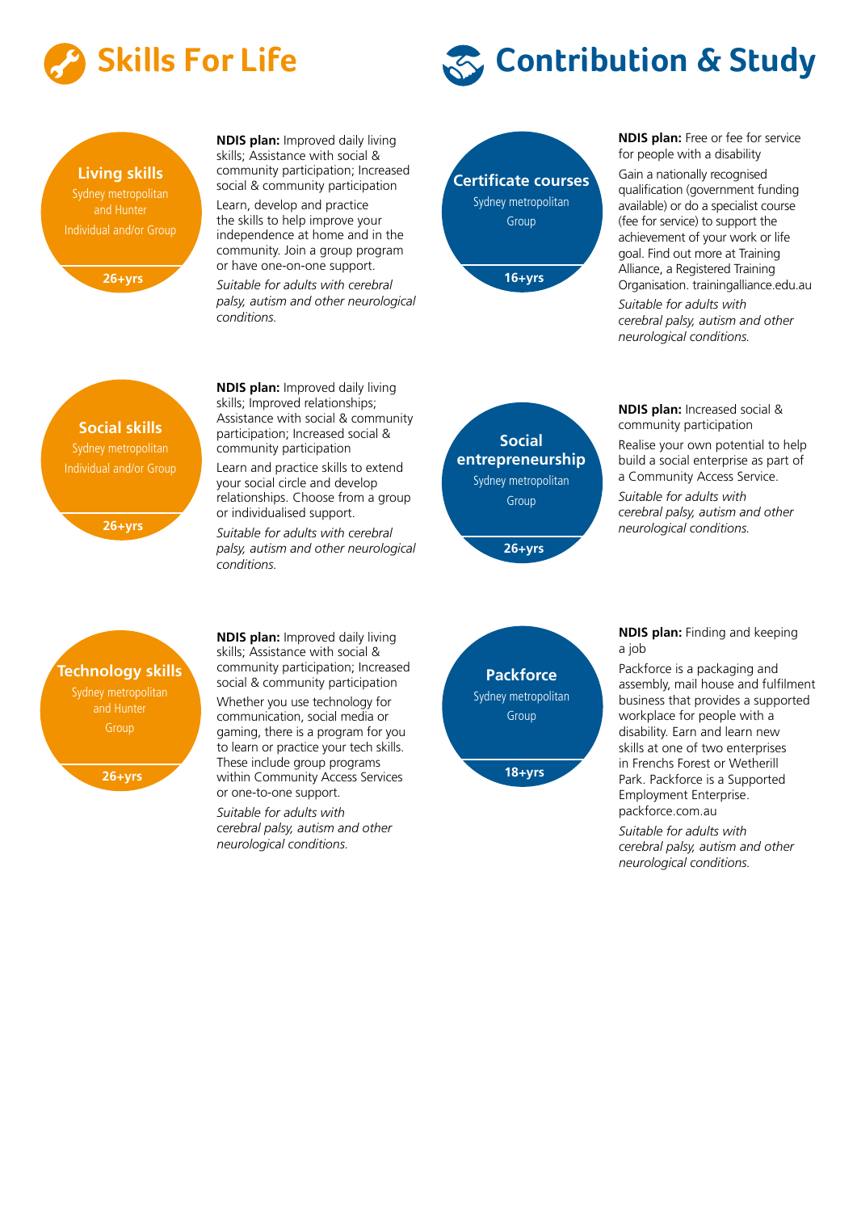# Skills For Life

### Living skills

Sydney metropolitan and Hunter

Individual and/or Group

26+yrs

**NDIS plan:** Improved daily living skills; Assistance with social & community participation; Increased social & community participation

Learn, develop and practice the skills to help improve your independence at home and in the community. Join a group program or have one-on-one support.

*Suitable for adults with cerebral palsy, autism and other neurological conditions.*

### Social skills

Sydney metropolitan

Individual and/or Group

26+yrs

**NDIS plan:** Improved daily living skills; Improved relationships; Assistance with social & community participation; Increased social & community participation

Learn and practice skills to extend your social circle and develop relationships. Choose from a group or individualised support.

*Suitable for adults with cerebral palsy, autism and other neurological conditions.*

### Technology skills

Sydney metropolitan and Hunter

Group

26+yrs

**NDIS plan:** Improved daily living skills; Assistance with social & community participation; Increased social & community participation

Whether you use technology for communication, social media or gaming, there is a program for you to learn or practice your tech skills. These include group programs within Community Access Services or one-to-one support.

*Suitable for adults with cerebral palsy, autism and other neurological conditions.*

# Contribution & Study

### Certificate courses

Sydney metropolitan

Group

16+yrs

**NDIS plan:** Free or fee for service for people with a disability

Gain a nationally recognised qualification (government funding available) or do a specialist course (fee for service) to support the achievement of your work or life goal. Find out more at Training Alliance, a Registered Training Organisation. trainingalliance.edu.au

*Suitable for adults with cerebral palsy, autism and other neurological conditions.*

### Social entrepreneurship

Sydney metropolitan

Group

26+yrs

**NDIS plan:** Increased social & community participation

Realise your own potential to help build a social enterprise as part of a Community Access Service.

*Suitable for adults with cerebral palsy, autism and other neurological conditions.*

### Packforce

Sydney metropolitan

Group

18+yrs

**NDIS plan:** Finding and keeping a job

Packforce is a packaging and assembly, mail house and fulfilment business that provides a supported workplace for people with a disability. Earn and learn new skills at one of two enterprises in Frenchs Forest or Wetherill Park. Packforce is a Supported Employment Enterprise. packforce.com.au

*Suitable for adults with cerebral palsy, autism and other neurological conditions.*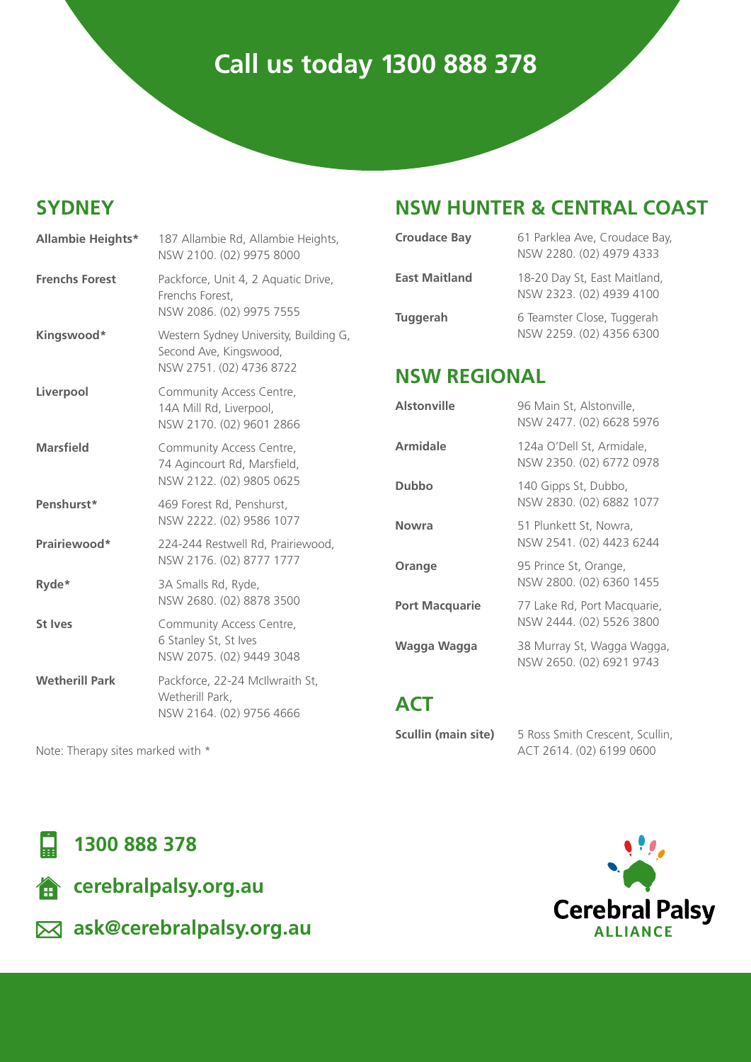# Call us today 1300 888 378

## SYDNEY

| | |
|---|---|
| **Allambie Heights*** | 187 Allambie Rd, Allambie Heights, NSW 2100. (02) 9975 8000 |
| **Frenchs Forest** | Packforce, Unit 4, 2 Aquatic Drive, Frenchs Forest, NSW 2086. (02) 9975 7555 |
| **Kingswood*** | Western Sydney University, Building G, Second Ave, Kingswood, NSW 2751. (02) 4736 8722 |
| **Liverpool** | Community Access Centre, 14A Mill Rd, Liverpool, NSW 2170. (02) 9601 2866 |
| **Marsfield** | Community Access Centre, 74 Agincourt Rd, Marsfield, NSW 2122. (02) 9805 0625 |
| **Penshurst*** | 469 Forest Rd, Penshurst, NSW 2222. (02) 9586 1077 |
| **Prairiewood*** | 224-244 Restwell Rd, Prairiewood, NSW 2176. (02) 8777 1777 |
| **Ryde*** | 3A Smalls Rd, Ryde, NSW 2680. (02) 8878 3500 |
| **St Ives** | Community Access Centre, 6 Stanley St, St Ives NSW 2075. (02) 9449 3048 |
| **Wetherill Park** | Packforce, 22-24 Mcllwraith St, Wetherill Park, NSW 2164. (02) 9756 4666 |

Note: Therapy sites marked with *

## NSW HUNTER & CENTRAL COAST

| | |
|---|---|
| **Croudace Bay** | 61 Parklea Ave, Croudace Bay, NSW 2280. (02) 4979 4333 |
| **East Maitland** | 18-20 Day St, East Maitland, NSW 2323. (02) 4939 4100 |
| **Tuggerah** | 6 Teamster Close, Tuggerah NSW 2259. (02) 4356 6300 |

## NSW REGIONAL

| | |
|---|---|
| **Alstonville** | 96 Main St, Alstonville, NSW 2477. (02) 6628 5976 |
| **Armidale** | 124a O'Dell St, Armidale, NSW 2350. (02) 6772 0978 |
| **Dubbo** | 140 Gipps St, Dubbo, NSW 2830. (02) 6882 1077 |
| **Nowra** | 51 Plunkett St, Nowra, NSW 2541. (02) 4423 6244 |
| **Orange** | 95 Prince St, Orange, NSW 2800. (02) 6360 1455 |
| **Port Macquarie** | 77 Lake Rd, Port Macquarie, NSW 2444. (02) 5526 3800 |
| **Wagga Wagga** | 38 Murray St, Wagga Wagga, NSW 2650. (02) 6921 9743 |

## ACT

| | |
|---|---|
| **Scullin (main site)** | 5 Ross Smith Crescent, Scullin, ACT 2614. (02) 6199 0600 |

**1300 888 378**

**cerebralpalsy.org.au**

**ask@cerebralpalsy.org.au**

Cerebral Palsy ALLIANCE